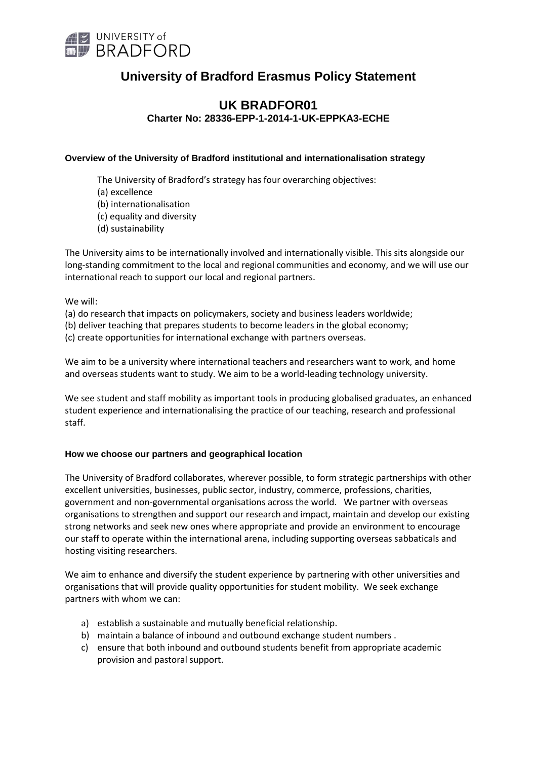# University of Bradford Erasmus Policy Statement

## UK BRADFOR01

**Charter No: 28336-EPP-1-2014-1-UK-EPPKA3-ECHE**

### Overview of the University of Bradford institutional and internationalisation strategy

The University of Bradford's strategy has four overarching objectives:
(a) excellence
(b) internationalisation
(c) equality and diversity
(d) sustainability

The University aims to be internationally involved and internationally visible. This sits alongside our long-standing commitment to the local and regional communities and economy, and we will use our international reach to support our local and regional partners.

We will:
(a) do research that impacts on policymakers, society and business leaders worldwide;
(b) deliver teaching that prepares students to become leaders in the global economy;
(c) create opportunities for international exchange with partners overseas.

We aim to be a university where international teachers and researchers want to work, and home and overseas students want to study. We aim to be a world-leading technology university.

We see student and staff mobility as important tools in producing globalised graduates, an enhanced student experience and internationalising the practice of our teaching, research and professional staff.

### How we choose our partners and geographical location

The University of Bradford collaborates, wherever possible, to form strategic partnerships with other excellent universities, businesses, public sector, industry, commerce, professions, charities, government and non-governmental organisations across the world. We partner with overseas organisations to strengthen and support our research and impact, maintain and develop our existing strong networks and seek new ones where appropriate and provide an environment to encourage our staff to operate within the international arena, including supporting overseas sabbaticals and hosting visiting researchers.

We aim to enhance and diversify the student experience by partnering with other universities and organisations that will provide quality opportunities for student mobility. We seek exchange partners with whom we can:

a) establish a sustainable and mutually beneficial relationship.
b) maintain a balance of inbound and outbound exchange student numbers .
c) ensure that both inbound and outbound students benefit from appropriate academic provision and pastoral support.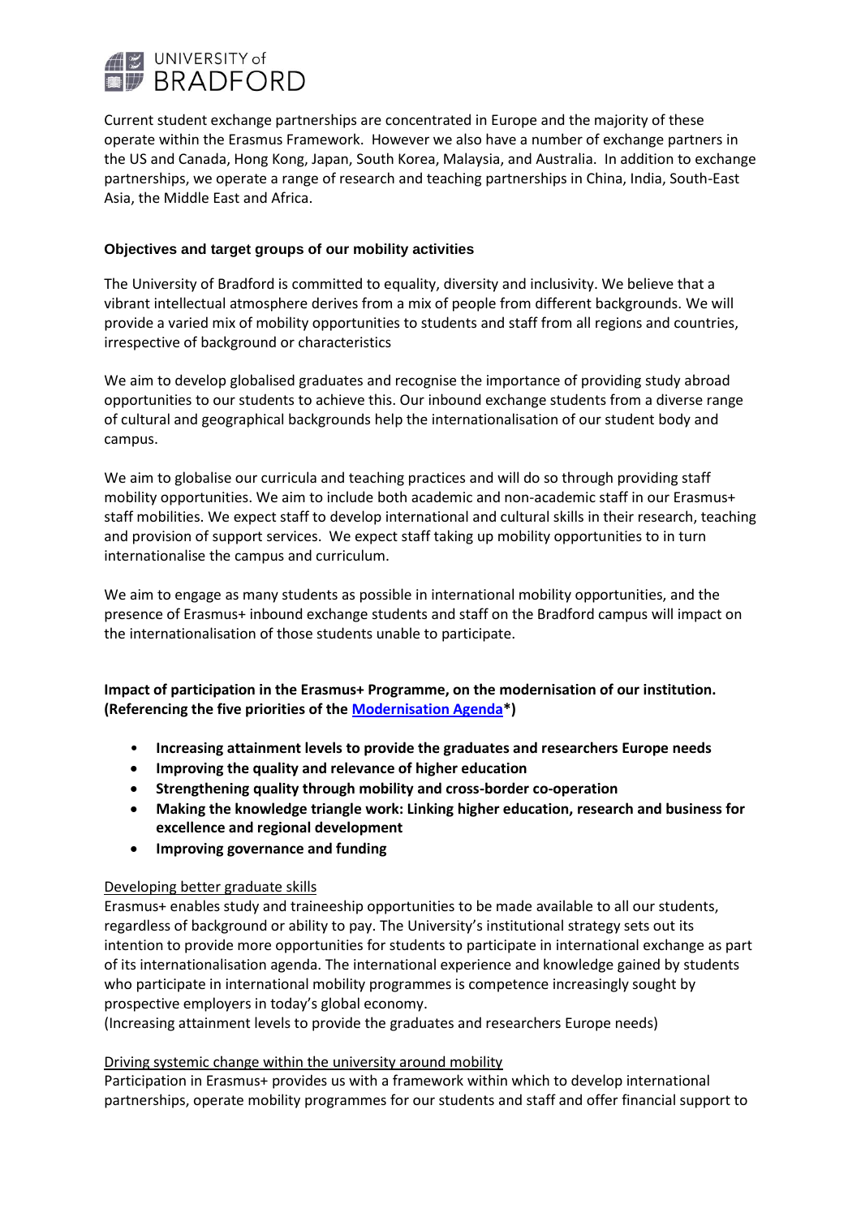Current student exchange partnerships are concentrated in Europe and the majority of these operate within the Erasmus Framework. However we also have a number of exchange partners in the US and Canada, Hong Kong, Japan, South Korea, Malaysia, and Australia. In addition to exchange partnerships, we operate a range of research and teaching partnerships in China, India, South-East Asia, the Middle East and Africa.

**Objectives and target groups of our mobility activities**

The University of Bradford is committed to equality, diversity and inclusivity. We believe that a vibrant intellectual atmosphere derives from a mix of people from different backgrounds. We will provide a varied mix of mobility opportunities to students and staff from all regions and countries, irrespective of background or characteristics

We aim to develop globalised graduates and recognise the importance of providing study abroad opportunities to our students to achieve this. Our inbound exchange students from a diverse range of cultural and geographical backgrounds help the internationalisation of our student body and campus.

We aim to globalise our curricula and teaching practices and will do so through providing staff mobility opportunities. We aim to include both academic and non-academic staff in our Erasmus+ staff mobilities. We expect staff to develop international and cultural skills in their research, teaching and provision of support services. We expect staff taking up mobility opportunities to in turn internationalise the campus and curriculum.

We aim to engage as many students as possible in international mobility opportunities, and the presence of Erasmus+ inbound exchange students and staff on the Bradford campus will impact on the internationalisation of those students unable to participate.

**Impact of participation in the Erasmus+ Programme, on the modernisation of our institution. (Referencing the five priorities of the Modernisation Agenda*)**

- **Increasing attainment levels to provide the graduates and researchers Europe needs**
- **Improving the quality and relevance of higher education**
- **Strengthening quality through mobility and cross-border co-operation**
- **Making the knowledge triangle work: Linking higher education, research and business for excellence and regional development**
- **Improving governance and funding**

Developing better graduate skills

Erasmus+ enables study and traineeship opportunities to be made available to all our students, regardless of background or ability to pay. The University's institutional strategy sets out its intention to provide more opportunities for students to participate in international exchange as part of its internationalisation agenda. The international experience and knowledge gained by students who participate in international mobility programmes is competence increasingly sought by prospective employers in today's global economy.
(Increasing attainment levels to provide the graduates and researchers Europe needs)

Driving systemic change within the university around mobility

Participation in Erasmus+ provides us with a framework within which to develop international partnerships, operate mobility programmes for our students and staff and offer financial support to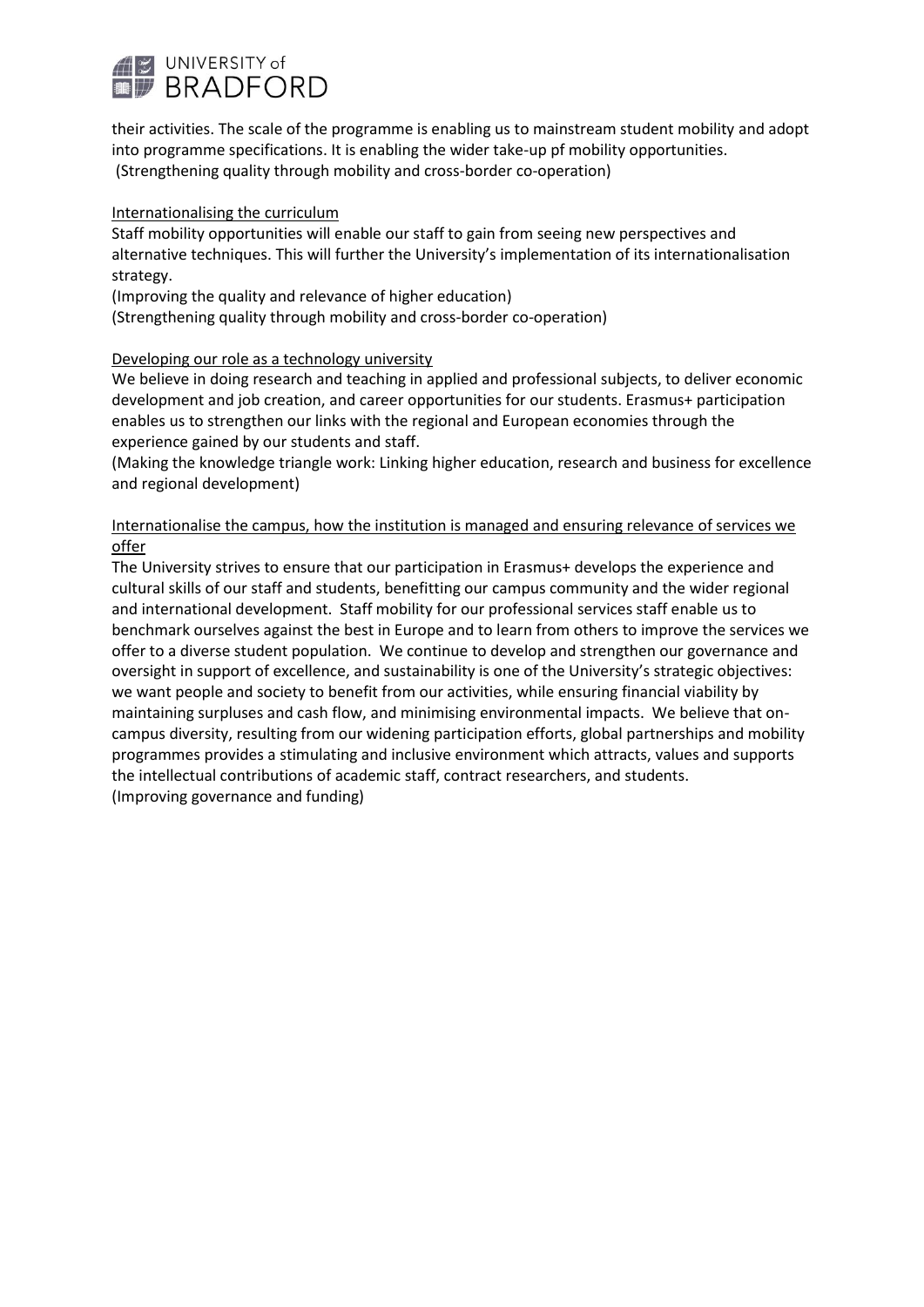their activities. The scale of the programme is enabling us to mainstream student mobility and adopt into programme specifications. It is enabling the wider take-up pf mobility opportunities.
(Strengthening quality through mobility and cross-border co-operation)

Internationalising the curriculum

Staff mobility opportunities will enable our staff to gain from seeing new perspectives and alternative techniques. This will further the University's implementation of its internationalisation strategy.
(Improving the quality and relevance of higher education)
(Strengthening quality through mobility and cross-border co-operation)

Developing our role as a technology university

We believe in doing research and teaching in applied and professional subjects, to deliver economic development and job creation, and career opportunities for our students. Erasmus+ participation enables us to strengthen our links with the regional and European economies through the experience gained by our students and staff.
(Making the knowledge triangle work: Linking higher education, research and business for excellence and regional development)

Internationalise the campus, how the institution is managed and ensuring relevance of services we offer

The University strives to ensure that our participation in Erasmus+ develops the experience and cultural skills of our staff and students, benefitting our campus community and the wider regional and international development. Staff mobility for our professional services staff enable us to benchmark ourselves against the best in Europe and to learn from others to improve the services we offer to a diverse student population. We continue to develop and strengthen our governance and oversight in support of excellence, and sustainability is one of the University's strategic objectives: we want people and society to benefit from our activities, while ensuring financial viability by maintaining surpluses and cash flow, and minimising environmental impacts. We believe that on-campus diversity, resulting from our widening participation efforts, global partnerships and mobility programmes provides a stimulating and inclusive environment which attracts, values and supports the intellectual contributions of academic staff, contract researchers, and students.
(Improving governance and funding)